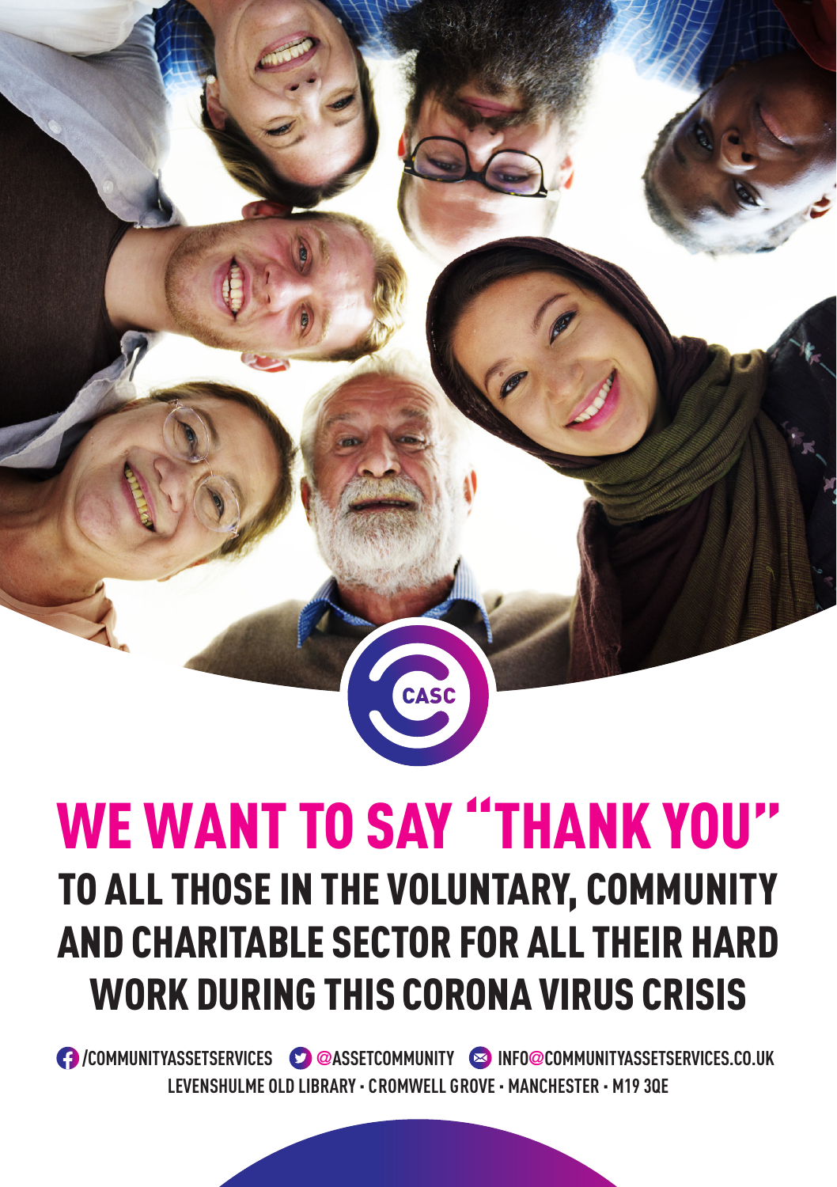CASC

# WE WANT TO SAY "THANK YOU"

## TO ALL THOSE IN THE VOLUNTARY, COMMUNITY AND CHARITABLE SECTOR FOR ALL THEIR HARD WORK DURING THIS CORONA VIRUS CRISIS

/COMMUNITYASSETSERVICES @ASSETCOMMUNITY INFO@COMMUNITYASSETSERVICES.CO.UK

LEVENSHULME OLD LIBRARY · CROMWELL GROVE · MANCHESTER · M19 3QE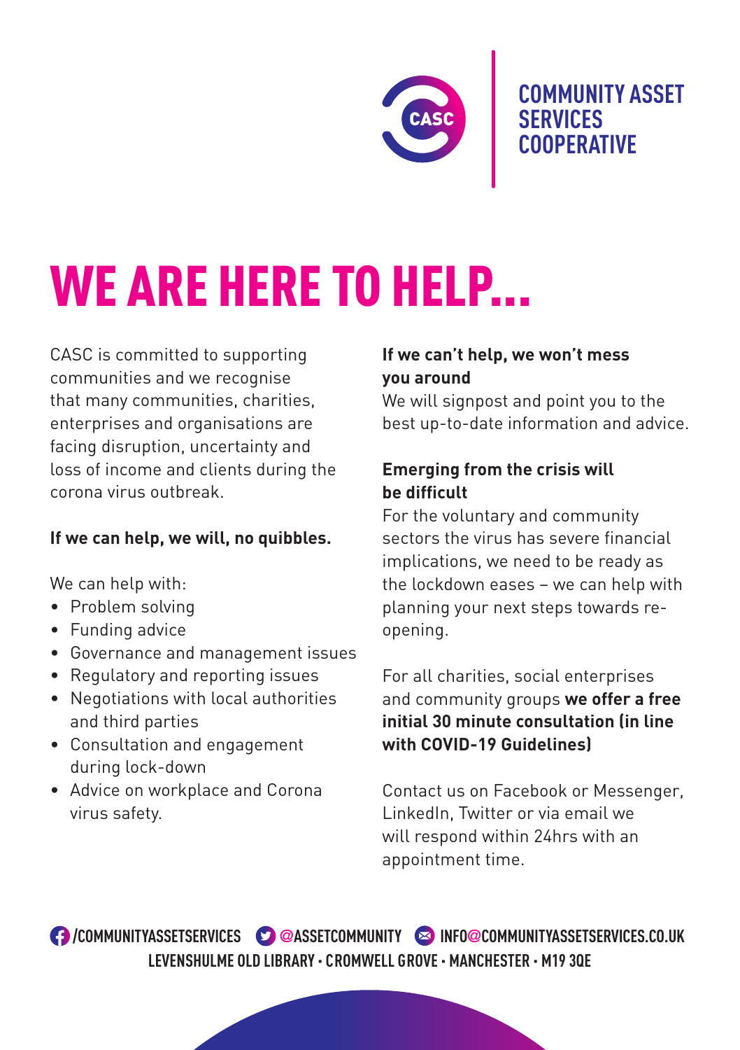CASC

**COMMUNITY ASSET SERVICES COOPERATIVE**

# WE ARE HERE TO HELP...

CASC is committed to supporting communities and we recognise that many communities, charities, enterprises and organisations are facing disruption, uncertainty and loss of income and clients during the corona virus outbreak.

**If we can help, we will, no quibbles.**

We can help with:

- Problem solving
- Funding advice
- Governance and management issues
- Regulatory and reporting issues
- Negotiations with local authorities and third parties
- Consultation and engagement during lock-down
- Advice on workplace and Corona virus safety.

**If we can't help, we won't mess you around**

We will signpost and point you to the best up-to-date information and advice.

**Emerging from the crisis will be difficult**

For the voluntary and community sectors the virus has severe financial implications, we need to be ready as the lockdown eases – we can help with planning your next steps towards re-opening.

For all charities, social enterprises and community groups **we offer a free initial 30 minute consultation (in line with COVID-19 Guidelines)**

Contact us on Facebook or Messenger, LinkedIn, Twitter or via email we will respond within 24hrs with an appointment time.

/COMMUNITYASSETSERVICES @ASSETCOMMUNITY INFO@COMMUNITYASSETSERVICES.CO.UK

LEVENSHULME OLD LIBRARY · CROMWELL GROVE · MANCHESTER · M19 3QE